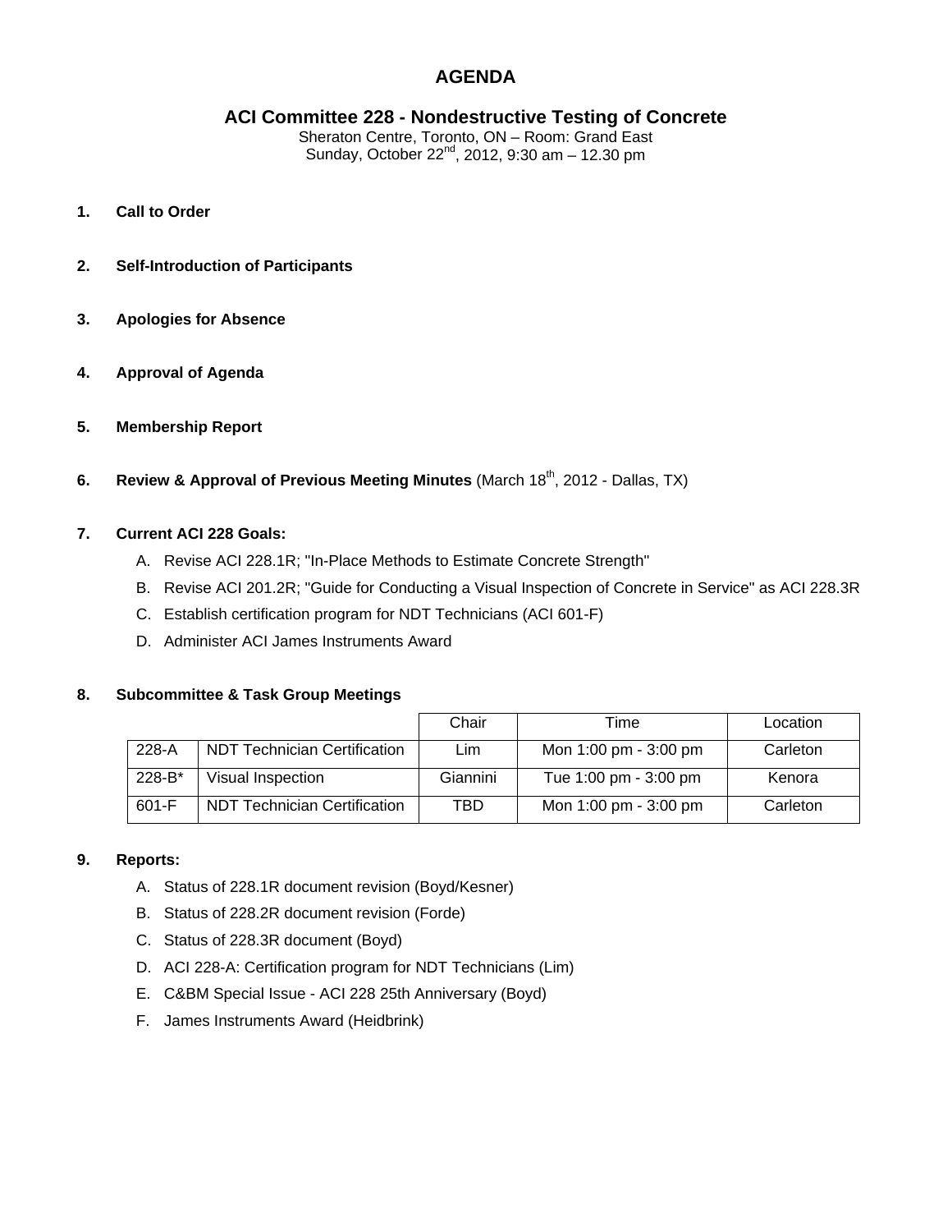# AGENDA

## ACI Committee 228 - Nondestructive Testing of Concrete

Sheraton Centre, Toronto, ON – Room: Grand East
Sunday, October 22nd, 2012, 9:30 am – 12.30 pm

1. **Call to Order**

2. **Self-Introduction of Participants**

3. **Apologies for Absence**

4. **Approval of Agenda**

5. **Membership Report**

6. **Review & Approval of Previous Meeting Minutes** (March 18th, 2012 - Dallas, TX)

7. **Current ACI 228 Goals:**
   - A. Revise ACI 228.1R; "In-Place Methods to Estimate Concrete Strength"
   - B. Revise ACI 201.2R; "Guide for Conducting a Visual Inspection of Concrete in Service" as ACI 228.3R
   - C. Establish certification program for NDT Technicians (ACI 601-F)
   - D. Administer ACI James Instruments Award

8. **Subcommittee & Task Group Meetings**

| | | Chair | Time | Location |
|---|---|---|---|---|
| 228-A | NDT Technician Certification | Lim | Mon 1:00 pm - 3:00 pm | Carleton |
| 228-B* | Visual Inspection | Giannini | Tue 1:00 pm - 3:00 pm | Kenora |
| 601-F | NDT Technician Certification | TBD | Mon 1:00 pm - 3:00 pm | Carleton |

9. **Reports:**
   - A. Status of 228.1R document revision (Boyd/Kesner)
   - B. Status of 228.2R document revision (Forde)
   - C. Status of 228.3R document (Boyd)
   - D. ACI 228-A: Certification program for NDT Technicians (Lim)
   - E. C&BM Special Issue - ACI 228 25th Anniversary (Boyd)
   - F. James Instruments Award (Heidbrink)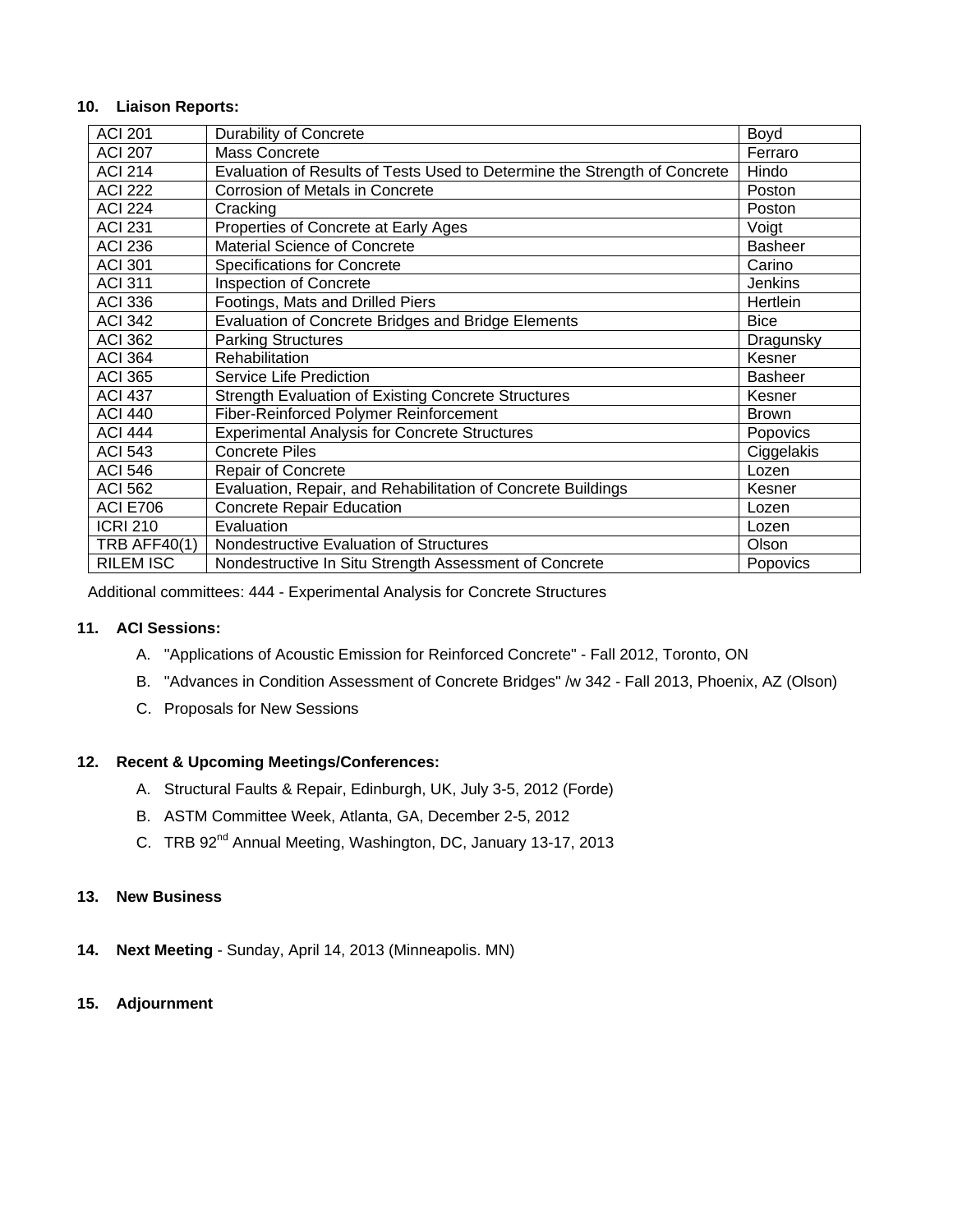**10. Liaison Reports:**

| | | |
|---|---|---|
| ACI 201 | Durability of Concrete | Boyd |
| ACI 207 | Mass Concrete | Ferraro |
| ACI 214 | Evaluation of Results of Tests Used to Determine the Strength of Concrete | Hindo |
| ACI 222 | Corrosion of Metals in Concrete | Poston |
| ACI 224 | Cracking | Poston |
| ACI 231 | Properties of Concrete at Early Ages | Voigt |
| ACI 236 | Material Science of Concrete | Basheer |
| ACI 301 | Specifications for Concrete | Carino |
| ACI 311 | Inspection of Concrete | Jenkins |
| ACI 336 | Footings, Mats and Drilled Piers | Hertlein |
| ACI 342 | Evaluation of Concrete Bridges and Bridge Elements | Bice |
| ACI 362 | Parking Structures | Dragunsky |
| ACI 364 | Rehabilitation | Kesner |
| ACI 365 | Service Life Prediction | Basheer |
| ACI 437 | Strength Evaluation of Existing Concrete Structures | Kesner |
| ACI 440 | Fiber-Reinforced Polymer Reinforcement | Brown |
| ACI 444 | Experimental Analysis for Concrete Structures | Popovics |
| ACI 543 | Concrete Piles | Ciggelakis |
| ACI 546 | Repair of Concrete | Lozen |
| ACI 562 | Evaluation, Repair, and Rehabilitation of Concrete Buildings | Kesner |
| ACI E706 | Concrete Repair Education | Lozen |
| ICRI 210 | Evaluation | Lozen |
| TRB AFF40(1) | Nondestructive Evaluation of Structures | Olson |
| RILEM ISC | Nondestructive In Situ Strength Assessment of Concrete | Popovics |

Additional committees: 444 - Experimental Analysis for Concrete Structures

**11. ACI Sessions:**

A. "Applications of Acoustic Emission for Reinforced Concrete" - Fall 2012, Toronto, ON

B. "Advances in Condition Assessment of Concrete Bridges" /w 342 - Fall 2013, Phoenix, AZ (Olson)

C. Proposals for New Sessions

**12. Recent & Upcoming Meetings/Conferences:**

A. Structural Faults & Repair, Edinburgh, UK, July 3-5, 2012 (Forde)

B. ASTM Committee Week, Atlanta, GA, December 2-5, 2012

C. TRB 92nd Annual Meeting, Washington, DC, January 13-17, 2013

**13. New Business**

**14. Next Meeting** - Sunday, April 14, 2013 (Minneapolis. MN)

**15. Adjournment**